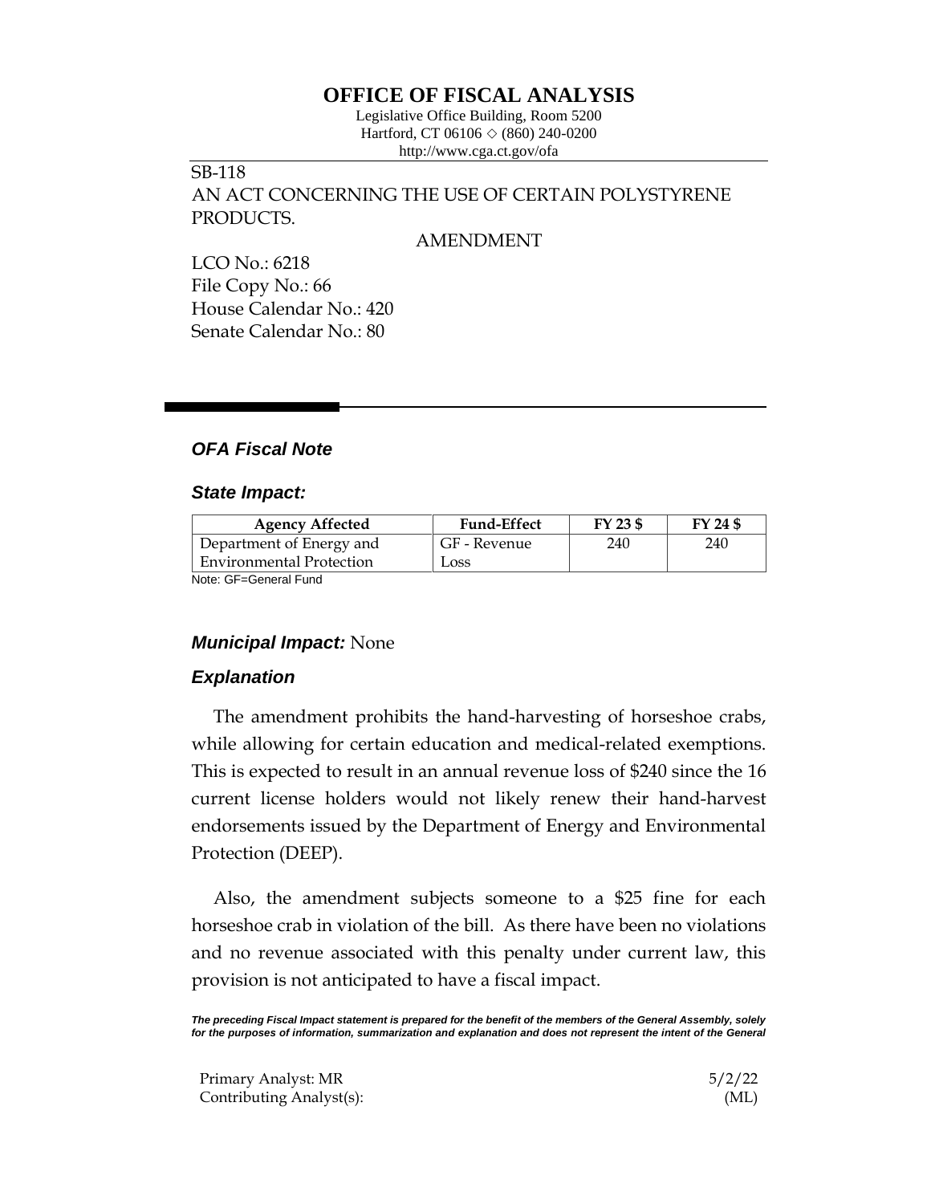# OFFICE OF FISCAL ANALYSIS

Legislative Office Building, Room 5200
Hartford, CT 06106 ◇ (860) 240-0200
http://www.cga.ct.gov/ofa

SB-118
AN ACT CONCERNING THE USE OF CERTAIN POLYSTYRENE PRODUCTS.

AMENDMENT

LCO No.: 6218
File Copy No.: 66
House Calendar No.: 420
Senate Calendar No.: 80

### *OFA Fiscal Note*

### *State Impact:*

| Agency Affected | Fund-Effect | FY 23 $ | FY 24 $ |
|---|---|---|---|
| Department of Energy and Environmental Protection | GF - Revenue Loss | 240 | 240 |

Note: GF=General Fund

### *Municipal Impact:* None

### *Explanation*

The amendment prohibits the hand-harvesting of horseshoe crabs, while allowing for certain education and medical-related exemptions. This is expected to result in an annual revenue loss of $240 since the 16 current license holders would not likely renew their hand-harvest endorsements issued by the Department of Energy and Environmental Protection (DEEP).

Also, the amendment subjects someone to a $25 fine for each horseshoe crab in violation of the bill. As there have been no violations and no revenue associated with this penalty under current law, this provision is not anticipated to have a fiscal impact.

***The preceding Fiscal Impact statement is prepared for the benefit of the members of the General Assembly, solely for the purposes of information, summarization and explanation and does not represent the intent of the General***

Primary Analyst: MR 5/2/22
Contributing Analyst(s): (ML)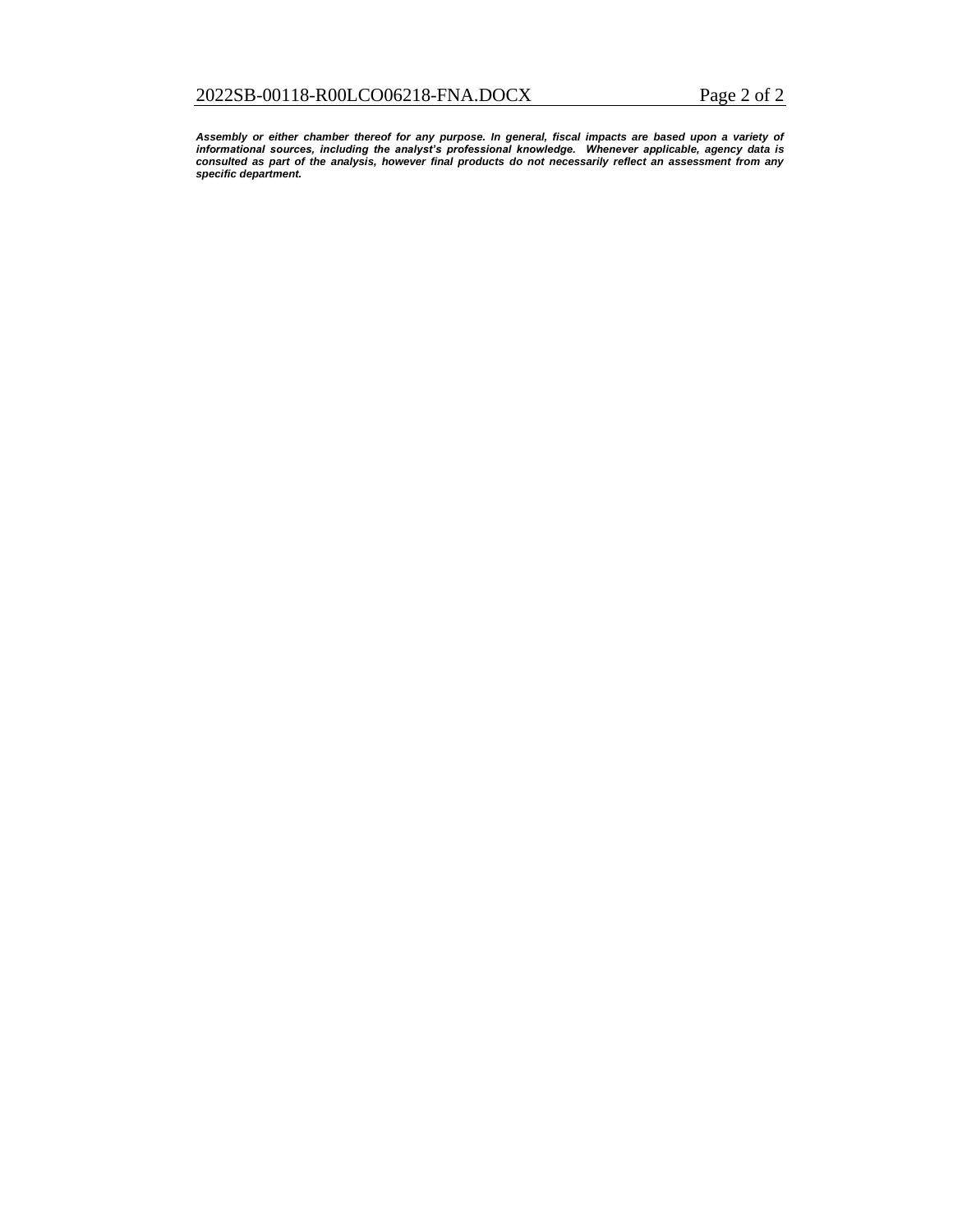***Assembly or either chamber thereof for any purpose. In general, fiscal impacts are based upon a variety of informational sources, including the analyst's professional knowledge. Whenever applicable, agency data is consulted as part of the analysis, however final products do not necessarily reflect an assessment from any specific department.***